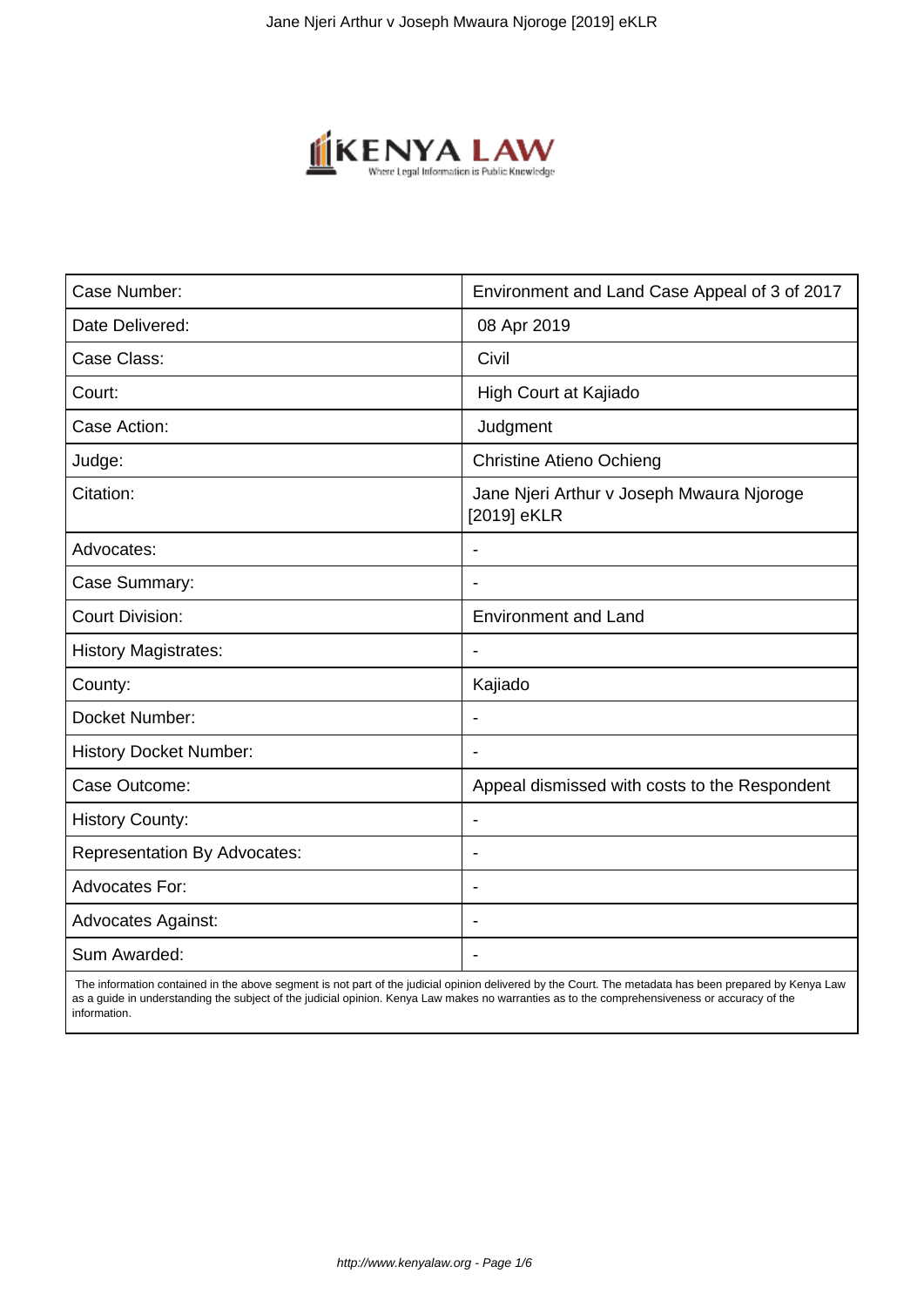| Case Number: | Environment and Land Case Appeal of 3 of 2017 |
|---|---|
| Date Delivered: | 08 Apr 2019 |
| Case Class: | Civil |
| Court: | High Court at Kajiado |
| Case Action: | Judgment |
| Judge: | Christine Atieno Ochieng |
| Citation: | Jane Njeri Arthur v Joseph Mwaura Njoroge [2019] eKLR |
| Advocates: | - |
| Case Summary: | - |
| Court Division: | Environment and Land |
| History Magistrates: | - |
| County: | Kajiado |
| Docket Number: | - |
| History Docket Number: | - |
| Case Outcome: | Appeal dismissed with costs to the Respondent |
| History County: | - |
| Representation By Advocates: | - |
| Advocates For: | - |
| Advocates Against: | - |
| Sum Awarded: | - |

The information contained in the above segment is not part of the judicial opinion delivered by the Court. The metadata has been prepared by Kenya Law as a guide in understanding the subject of the judicial opinion. Kenya Law makes no warranties as to the comprehensiveness or accuracy of the information.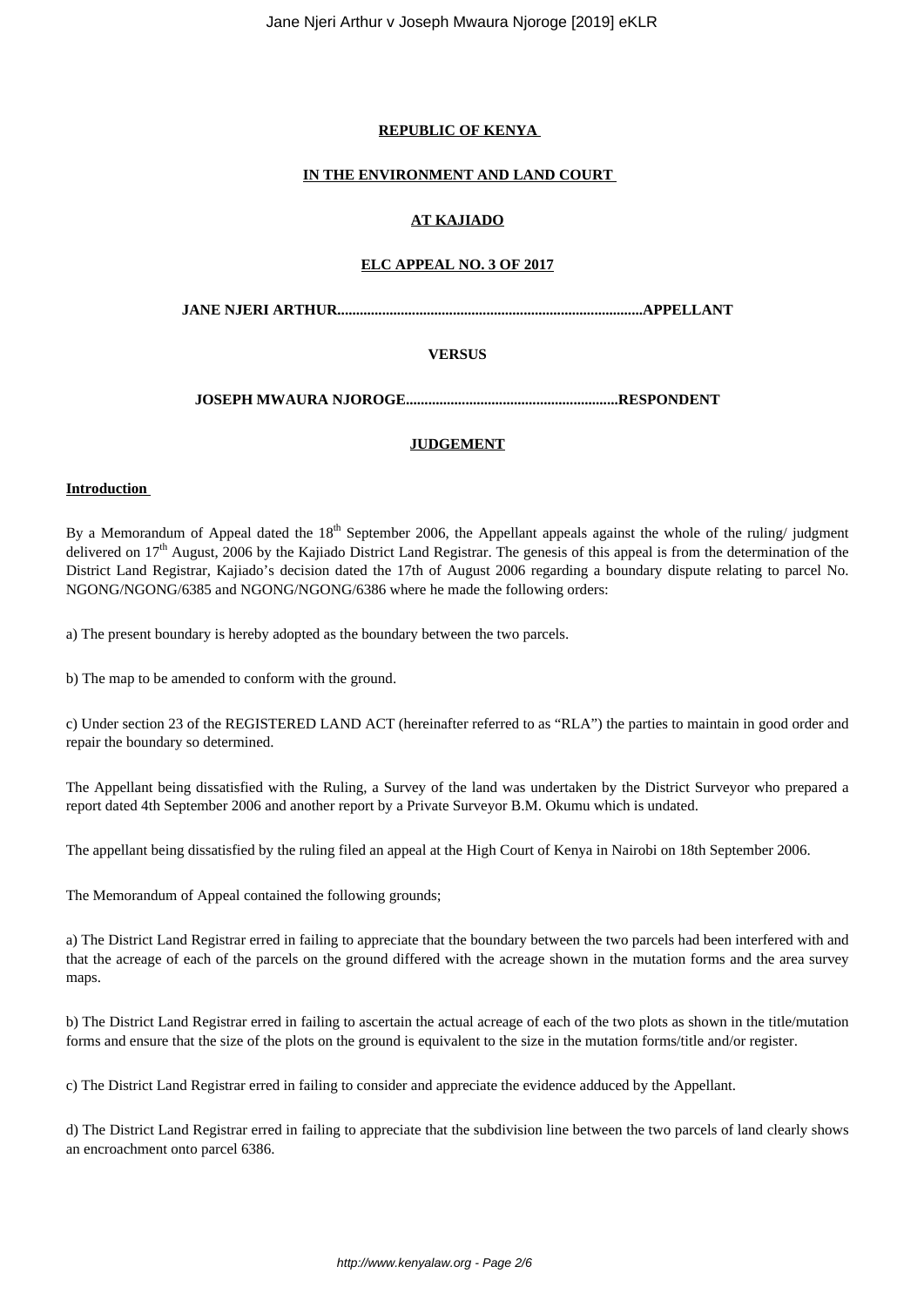**REPUBLIC OF KENYA**

**IN THE ENVIRONMENT AND LAND COURT**

**AT KAJIADO**

**ELC APPEAL NO. 3 OF 2017**

**JANE NJERI ARTHUR.................................................................................APPELLANT**

**VERSUS**

**JOSEPH MWAURA NJOROGE.........................................................RESPONDENT**

**JUDGEMENT**

**Introduction**

By a Memorandum of Appeal dated the 18th September 2006, the Appellant appeals against the whole of the ruling/ judgment delivered on 17th August, 2006 by the Kajiado District Land Registrar. The genesis of this appeal is from the determination of the District Land Registrar, Kajiado's decision dated the 17th of August 2006 regarding a boundary dispute relating to parcel No. NGONG/NGONG/6385 and NGONG/NGONG/6386 where he made the following orders:

a) The present boundary is hereby adopted as the boundary between the two parcels.

b) The map to be amended to conform with the ground.

c) Under section 23 of the REGISTERED LAND ACT (hereinafter referred to as "RLA") the parties to maintain in good order and repair the boundary so determined.

The Appellant being dissatisfied with the Ruling, a Survey of the land was undertaken by the District Surveyor who prepared a report dated 4th September 2006 and another report by a Private Surveyor B.M. Okumu which is undated.

The appellant being dissatisfied by the ruling filed an appeal at the High Court of Kenya in Nairobi on 18th September 2006.

The Memorandum of Appeal contained the following grounds;

a) The District Land Registrar erred in failing to appreciate that the boundary between the two parcels had been interfered with and that the acreage of each of the parcels on the ground differed with the acreage shown in the mutation forms and the area survey maps.

b) The District Land Registrar erred in failing to ascertain the actual acreage of each of the two plots as shown in the title/mutation forms and ensure that the size of the plots on the ground is equivalent to the size in the mutation forms/title and/or register.

c) The District Land Registrar erred in failing to consider and appreciate the evidence adduced by the Appellant.

d) The District Land Registrar erred in failing to appreciate that the subdivision line between the two parcels of land clearly shows an encroachment onto parcel 6386.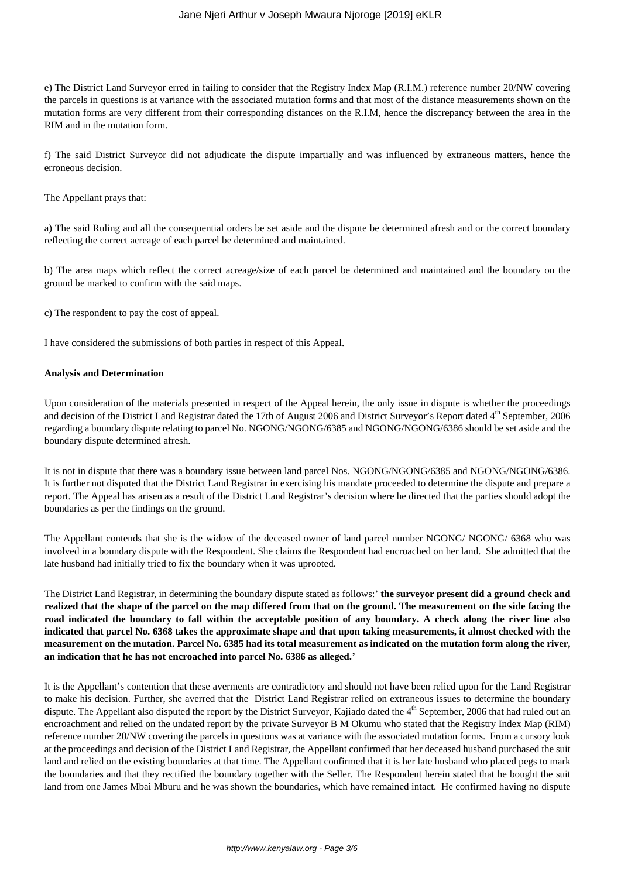e) The District Land Surveyor erred in failing to consider that the Registry Index Map (R.I.M.) reference number 20/NW covering the parcels in questions is at variance with the associated mutation forms and that most of the distance measurements shown on the mutation forms are very different from their corresponding distances on the R.I.M, hence the discrepancy between the area in the RIM and in the mutation form.

f) The said District Surveyor did not adjudicate the dispute impartially and was influenced by extraneous matters, hence the erroneous decision.

The Appellant prays that:

a) The said Ruling and all the consequential orders be set aside and the dispute be determined afresh and or the correct boundary reflecting the correct acreage of each parcel be determined and maintained.

b) The area maps which reflect the correct acreage/size of each parcel be determined and maintained and the boundary on the ground be marked to confirm with the said maps.

c) The respondent to pay the cost of appeal.

I have considered the submissions of both parties in respect of this Appeal.

**Analysis and Determination**

Upon consideration of the materials presented in respect of the Appeal herein, the only issue in dispute is whether the proceedings and decision of the District Land Registrar dated the 17th of August 2006 and District Surveyor's Report dated 4th September, 2006 regarding a boundary dispute relating to parcel No. NGONG/NGONG/6385 and NGONG/NGONG/6386 should be set aside and the boundary dispute determined afresh.

It is not in dispute that there was a boundary issue between land parcel Nos. NGONG/NGONG/6385 and NGONG/NGONG/6386. It is further not disputed that the District Land Registrar in exercising his mandate proceeded to determine the dispute and prepare a report. The Appeal has arisen as a result of the District Land Registrar's decision where he directed that the parties should adopt the boundaries as per the findings on the ground.

The Appellant contends that she is the widow of the deceased owner of land parcel number NGONG/ NGONG/ 6368 who was involved in a boundary dispute with the Respondent. She claims the Respondent had encroached on her land. She admitted that the late husband had initially tried to fix the boundary when it was uprooted.

The District Land Registrar, in determining the boundary dispute stated as follows:' **the surveyor present did a ground check and realized that the shape of the parcel on the map differed from that on the ground. The measurement on the side facing the road indicated the boundary to fall within the acceptable position of any boundary. A check along the river line also indicated that parcel No. 6368 takes the approximate shape and that upon taking measurements, it almost checked with the measurement on the mutation. Parcel No. 6385 had its total measurement as indicated on the mutation form along the river, an indication that he has not encroached into parcel No. 6386 as alleged.'**

It is the Appellant's contention that these averments are contradictory and should not have been relied upon for the Land Registrar to make his decision. Further, she averred that the District Land Registrar relied on extraneous issues to determine the boundary dispute. The Appellant also disputed the report by the District Surveyor, Kajiado dated the 4th September, 2006 that had ruled out an encroachment and relied on the undated report by the private Surveyor B M Okumu who stated that the Registry Index Map (RIM) reference number 20/NW covering the parcels in questions was at variance with the associated mutation forms. From a cursory look at the proceedings and decision of the District Land Registrar, the Appellant confirmed that her deceased husband purchased the suit land and relied on the existing boundaries at that time. The Appellant confirmed that it is her late husband who placed pegs to mark the boundaries and that they rectified the boundary together with the Seller. The Respondent herein stated that he bought the suit land from one James Mbai Mburu and he was shown the boundaries, which have remained intact. He confirmed having no dispute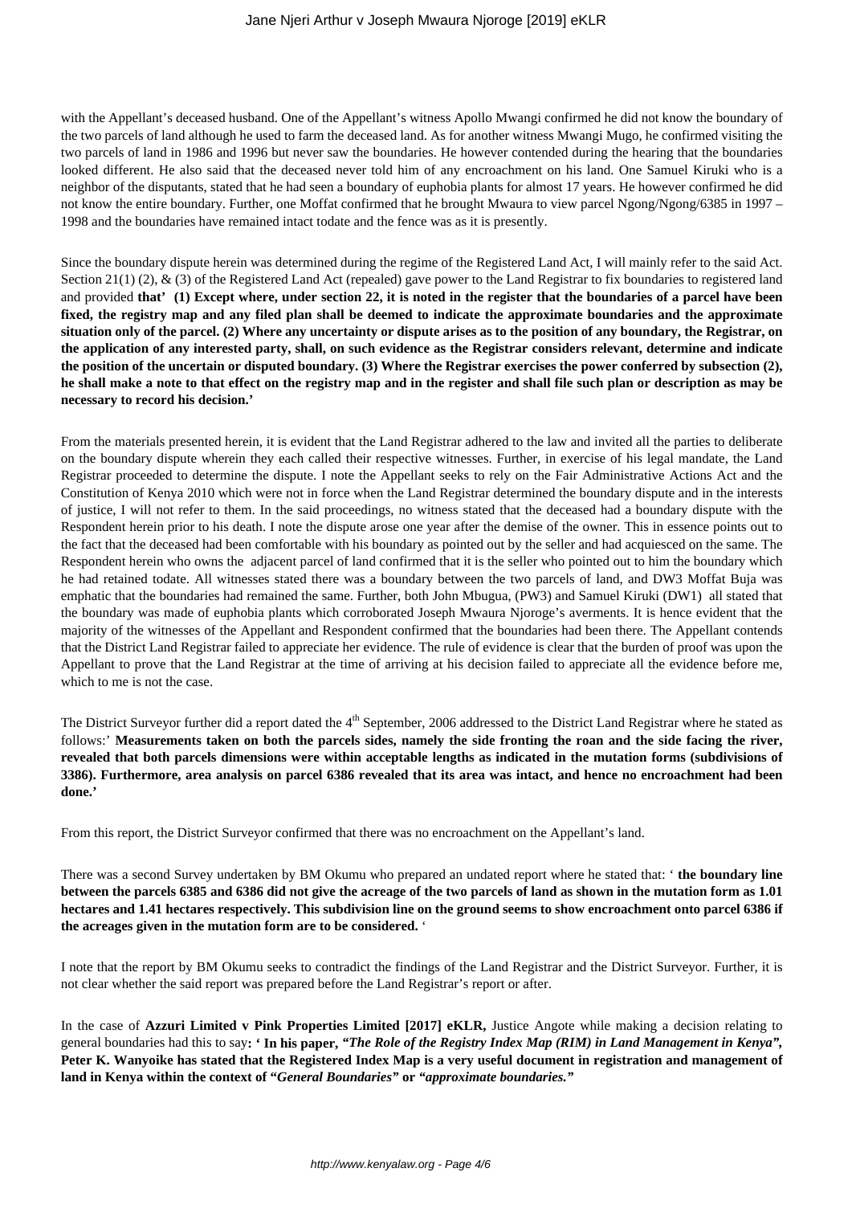with the Appellant's deceased husband. One of the Appellant's witness Apollo Mwangi confirmed he did not know the boundary of the two parcels of land although he used to farm the deceased land. As for another witness Mwangi Mugo, he confirmed visiting the two parcels of land in 1986 and 1996 but never saw the boundaries. He however contended during the hearing that the boundaries looked different. He also said that the deceased never told him of any encroachment on his land. One Samuel Kiruki who is a neighbor of the disputants, stated that he had seen a boundary of euphobia plants for almost 17 years. He however confirmed he did not know the entire boundary. Further, one Moffat confirmed that he brought Mwaura to view parcel Ngong/Ngong/6385 in 1997 – 1998 and the boundaries have remained intact todate and the fence was as it is presently.

Since the boundary dispute herein was determined during the regime of the Registered Land Act, I will mainly refer to the said Act. Section 21(1) (2), & (3) of the Registered Land Act (repealed) gave power to the Land Registrar to fix boundaries to registered land and provided **that' (1) Except where, under section 22, it is noted in the register that the boundaries of a parcel have been fixed, the registry map and any filed plan shall be deemed to indicate the approximate boundaries and the approximate situation only of the parcel. (2) Where any uncertainty or dispute arises as to the position of any boundary, the Registrar, on the application of any interested party, shall, on such evidence as the Registrar considers relevant, determine and indicate the position of the uncertain or disputed boundary. (3) Where the Registrar exercises the power conferred by subsection (2), he shall make a note to that effect on the registry map and in the register and shall file such plan or description as may be necessary to record his decision.'**

From the materials presented herein, it is evident that the Land Registrar adhered to the law and invited all the parties to deliberate on the boundary dispute wherein they each called their respective witnesses. Further, in exercise of his legal mandate, the Land Registrar proceeded to determine the dispute. I note the Appellant seeks to rely on the Fair Administrative Actions Act and the Constitution of Kenya 2010 which were not in force when the Land Registrar determined the boundary dispute and in the interests of justice, I will not refer to them. In the said proceedings, no witness stated that the deceased had a boundary dispute with the Respondent herein prior to his death. I note the dispute arose one year after the demise of the owner. This in essence points out to the fact that the deceased had been comfortable with his boundary as pointed out by the seller and had acquiesced on the same. The Respondent herein who owns the adjacent parcel of land confirmed that it is the seller who pointed out to him the boundary which he had retained todate. All witnesses stated there was a boundary between the two parcels of land, and DW3 Moffat Buja was emphatic that the boundaries had remained the same. Further, both John Mbugua, (PW3) and Samuel Kiruki (DW1) all stated that the boundary was made of euphobia plants which corroborated Joseph Mwaura Njoroge's averments. It is hence evident that the majority of the witnesses of the Appellant and Respondent confirmed that the boundaries had been there. The Appellant contends that the District Land Registrar failed to appreciate her evidence. The rule of evidence is clear that the burden of proof was upon the Appellant to prove that the Land Registrar at the time of arriving at his decision failed to appreciate all the evidence before me, which to me is not the case.

The District Surveyor further did a report dated the 4th September, 2006 addressed to the District Land Registrar where he stated as follows:' **Measurements taken on both the parcels sides, namely the side fronting the roan and the side facing the river, revealed that both parcels dimensions were within acceptable lengths as indicated in the mutation forms (subdivisions of 3386). Furthermore, area analysis on parcel 6386 revealed that its area was intact, and hence no encroachment had been done.'**

From this report, the District Surveyor confirmed that there was no encroachment on the Appellant's land.

There was a second Survey undertaken by BM Okumu who prepared an undated report where he stated that: ' **the boundary line between the parcels 6385 and 6386 did not give the acreage of the two parcels of land as shown in the mutation form as 1.01 hectares and 1.41 hectares respectively. This subdivision line on the ground seems to show encroachment onto parcel 6386 if the acreages given in the mutation form are to be considered.** '

I note that the report by BM Okumu seeks to contradict the findings of the Land Registrar and the District Surveyor. Further, it is not clear whether the said report was prepared before the Land Registrar's report or after.

In the case of **Azzuri Limited v Pink Properties Limited [2017] eKLR,** Justice Angote while making a decision relating to general boundaries had this to say**: ' In his paper, "*The Role of the Registry Index Map (RIM) in Land Management in Kenya*", Peter K. Wanyoike has stated that the Registered Index Map is a very useful document in registration and management of land in Kenya within the context of "*General Boundaries*" or *"approximate boundaries."***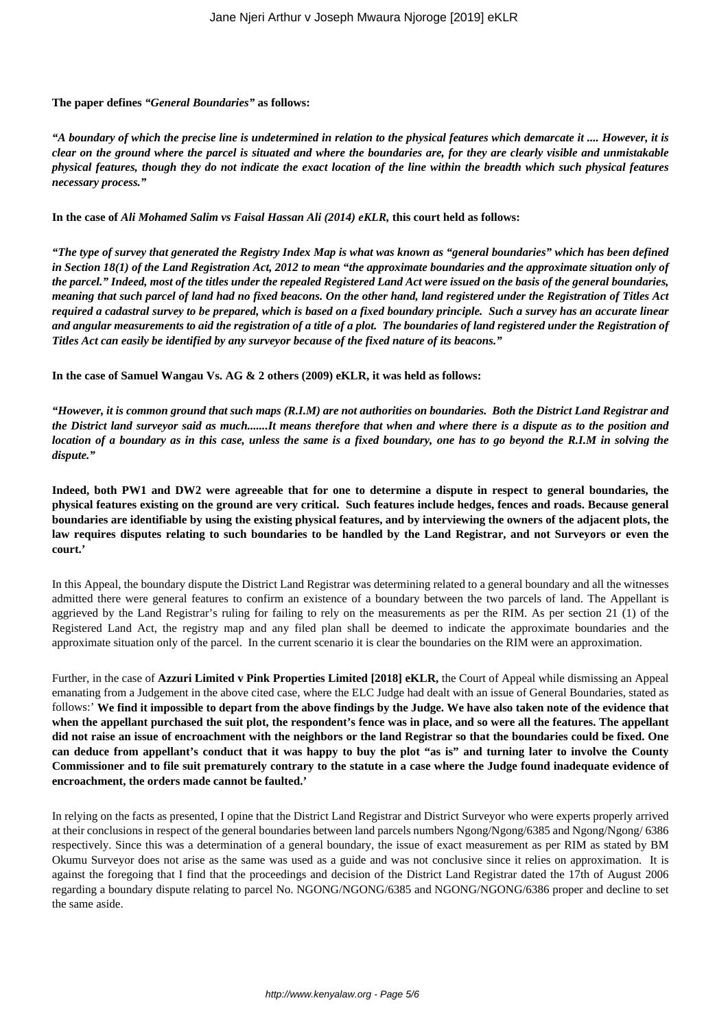**The paper defines *"General Boundaries"* as follows:**

***"A boundary of which the precise line is undetermined in relation to the physical features which demarcate it .... However, it is clear on the ground where the parcel is situated and where the boundaries are, for they are clearly visible and unmistakable physical features, though they do not indicate the exact location of the line within the breadth which such physical features necessary process."***

**In the case of *Ali Mohamed Salim vs Faisal Hassan Ali (2014) eKLR,* this court held as follows:**

***"The type of survey that generated the Registry Index Map is what was known as "general boundaries" which has been defined in Section 18(1) of the Land Registration Act, 2012 to mean "the approximate boundaries and the approximate situation only of the parcel." Indeed, most of the titles under the repealed Registered Land Act were issued on the basis of the general boundaries, meaning that such parcel of land had no fixed beacons. On the other hand, land registered under the Registration of Titles Act required a cadastral survey to be prepared, which is based on a fixed boundary principle. Such a survey has an accurate linear and angular measurements to aid the registration of a title of a plot. The boundaries of land registered under the Registration of Titles Act can easily be identified by any surveyor because of the fixed nature of its beacons."***

**In the case of Samuel Wangau Vs. AG & 2 others (2009) eKLR, it was held as follows:**

***"However, it is common ground that such maps (R.I.M) are not authorities on boundaries. Both the District Land Registrar and the District land surveyor said as much.......It means therefore that when and where there is a dispute as to the position and location of a boundary as in this case, unless the same is a fixed boundary, one has to go beyond the R.I.M in solving the dispute."***

**Indeed, both PW1 and DW2 were agreeable that for one to determine a dispute in respect to general boundaries, the physical features existing on the ground are very critical. Such features include hedges, fences and roads. Because general boundaries are identifiable by using the existing physical features, and by interviewing the owners of the adjacent plots, the law requires disputes relating to such boundaries to be handled by the Land Registrar, and not Surveyors or even the court.'**

In this Appeal, the boundary dispute the District Land Registrar was determining related to a general boundary and all the witnesses admitted there were general features to confirm an existence of a boundary between the two parcels of land. The Appellant is aggrieved by the Land Registrar's ruling for failing to rely on the measurements as per the RIM. As per section 21 (1) of the Registered Land Act, the registry map and any filed plan shall be deemed to indicate the approximate boundaries and the approximate situation only of the parcel. In the current scenario it is clear the boundaries on the RIM were an approximation.

Further, in the case of **Azzuri Limited v Pink Properties Limited [2018] eKLR,** the Court of Appeal while dismissing an Appeal emanating from a Judgement in the above cited case, where the ELC Judge had dealt with an issue of General Boundaries, stated as follows:' **We find it impossible to depart from the above findings by the Judge. We have also taken note of the evidence that when the appellant purchased the suit plot, the respondent's fence was in place, and so were all the features. The appellant did not raise an issue of encroachment with the neighbors or the land Registrar so that the boundaries could be fixed. One can deduce from appellant's conduct that it was happy to buy the plot "as is" and turning later to involve the County Commissioner and to file suit prematurely contrary to the statute in a case where the Judge found inadequate evidence of encroachment, the orders made cannot be faulted.'**

In relying on the facts as presented, I opine that the District Land Registrar and District Surveyor who were experts properly arrived at their conclusions in respect of the general boundaries between land parcels numbers Ngong/Ngong/6385 and Ngong/Ngong/ 6386 respectively. Since this was a determination of a general boundary, the issue of exact measurement as per RIM as stated by BM Okumu Surveyor does not arise as the same was used as a guide and was not conclusive since it relies on approximation. It is against the foregoing that I find that the proceedings and decision of the District Land Registrar dated the 17th of August 2006 regarding a boundary dispute relating to parcel No. NGONG/NGONG/6385 and NGONG/NGONG/6386 proper and decline to set the same aside.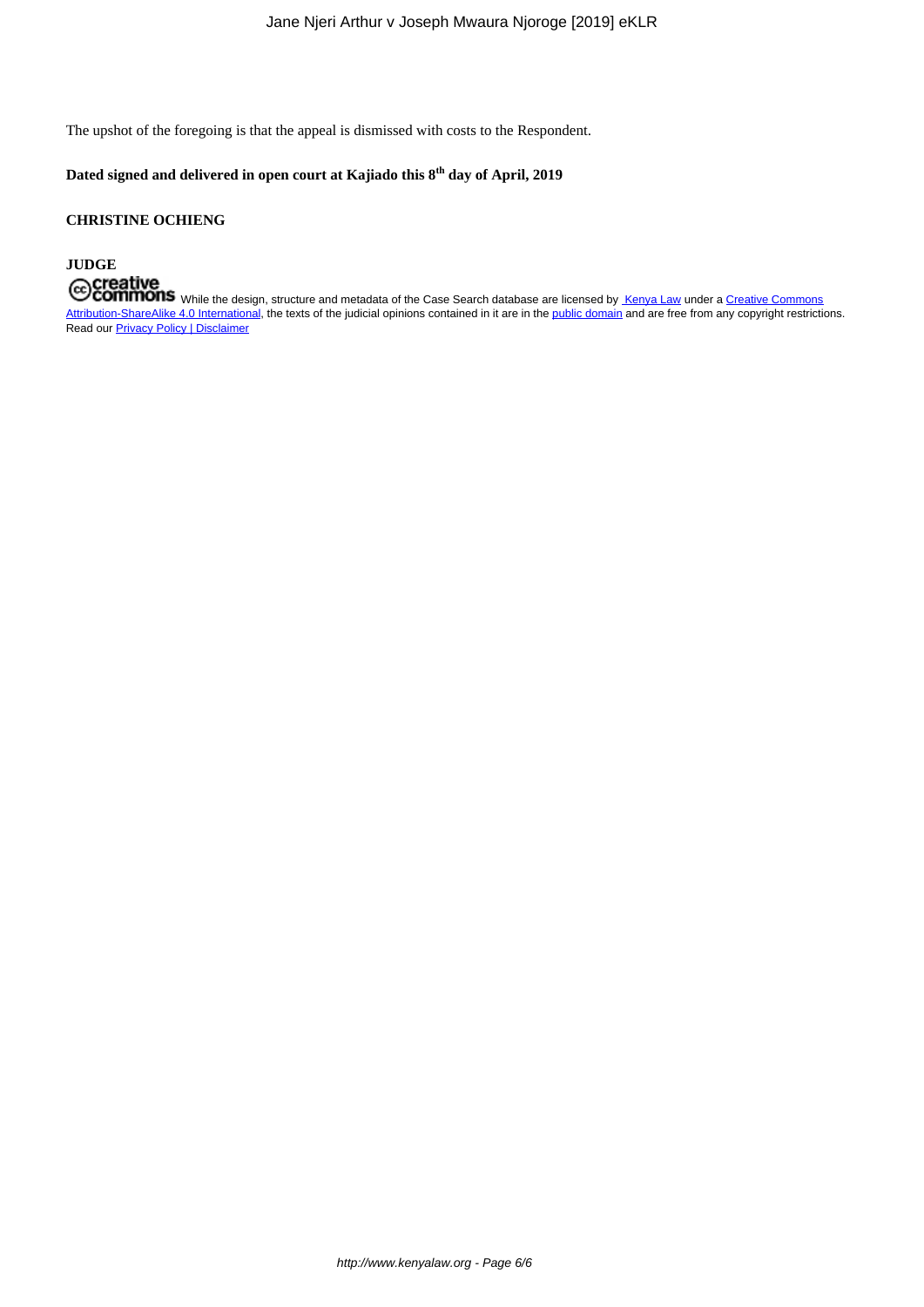The upshot of the foregoing is that the appeal is dismissed with costs to the Respondent.

**Dated signed and delivered in open court at Kajiado this 8th day of April, 2019**

**CHRISTINE OCHIENG**

**JUDGE**

While the design, structure and metadata of the Case Search database are licensed by Kenya Law under a Creative Commons Attribution-ShareAlike 4.0 International, the texts of the judicial opinions contained in it are in the public domain and are free from any copyright restrictions. Read our Privacy Policy | Disclaimer